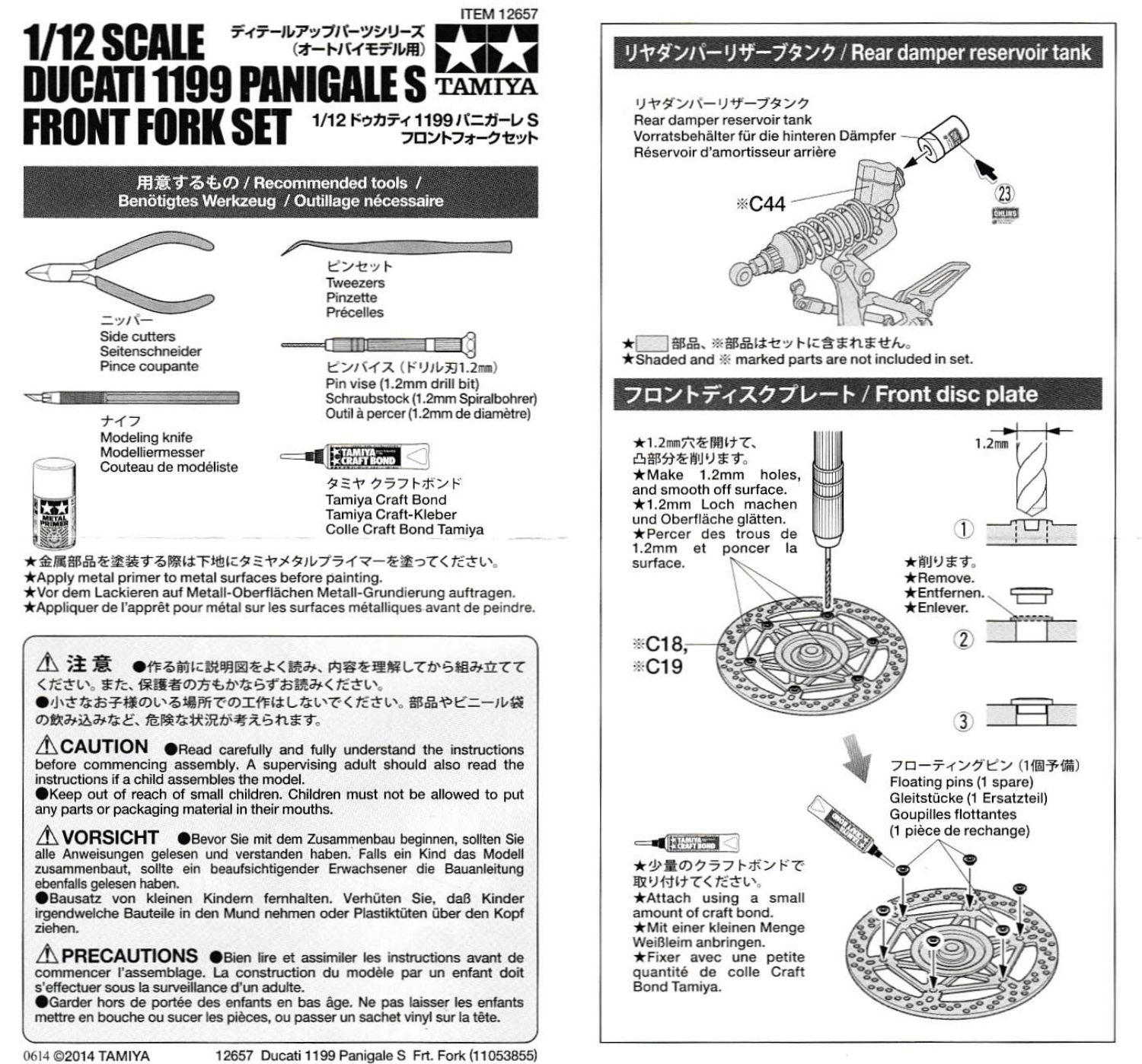ITEM 12657

# 1/12 SCALE DUCATI 1199 PANIGALE S FRONT FORK SET

ディテールアップパーツシリーズ（オートバイモデル用）

TAMIYA

1/12 ドゥカティ 1199 パニガーレ S フロントフォークセット

## 用意するもの / Recommended tools / Benötigtes Werkzeug / Outillage nécessaire

ニッパー
Side cutters
Seitenschneider
Pince coupante

ピンセット
Tweezers
Pinzette
Précelles

ピンバイス（ドリル刃1.2㎜）
Pin vise (1.2mm drill bit)
Schraubstock (1.2mm Spiralbohrer)
Outil à percer (1.2mm de diamètre)

ナイフ
Modeling knife
Modelliermesser
Couteau de modéliste

タミヤ クラフトボンド
Tamiya Craft Bond
Tamiya Craft-Kleber
Colle Craft Bond Tamiya

★金属部品を塗装する際は下地にタミヤメタルプライマーを塗ってください。
★Apply metal primer to metal surfaces before painting.
★Vor dem Lackieren auf Metall-Oberflächen Metall-Grundierung auftragen.
★Appliquer de l'apprêt pour métal sur les surfaces métalliques avant de peindre.

⚠**注意** ●作る前に説明図をよく読み、内容を理解してから組み立ててください。また、保護者の方もかならずお読みください。
●小さなお子様のいる場所での工作はしないでください。部品やビニール袋の飲み込みなど、危険な状況が考えられます。

⚠**CAUTION** ●Read carefully and fully understand the instructions before commencing assembly. A supervising adult should also read the instructions if a child assembles the model.
●Keep out of reach of small children. Children must not be allowed to put any parts or packaging material in their mouths.

⚠**VORSICHT** ●Bevor Sie mit dem Zusammenbau beginnen, sollten Sie alle Anweisungen gelesen und verstanden haben. Falls ein Kind das Modell zusammenbaut, sollte ein beaufsichtigender Erwachsener die Bauanleitung ebenfalls gelesen haben.
●Bausatz von kleinen Kindern fernhalten. Verhüten Sie, daß Kinder irgendwelche Bauteile in den Mund nehmen oder Plastiktüten über den Kopf ziehen.

⚠**PRECAUTIONS** ●Bien lire et assimiler les instructions avant de commencer l'assemblage. La construction du modèle par un enfant doit s'effectuer sous la surveillance d'un adulte.
●Garder hors de portée des enfants en bas âge. Ne pas laisser les enfants mettre en bouche ou sucer les pièces, ou passer un sachet vinyl sur la tête.

0614 ©2014 TAMIYA 12657 Ducati 1199 Panigale S Frt. Fork (11053855)

## リヤダンパーリザーブタンク / Rear damper reservoir tank

リヤダンパーリザーブタンク
Rear damper reservoir tank
Vorratsbehälter für die hinteren Dämpfer
Réservoir d'amortisseur arrière

※C44

23

★　部品、※部品はセットに含まれません。
★Shaded and ※ marked parts are not included in set.

## フロントディスクプレート / Front disc plate

★1.2㎜穴を開けて、凸部分を削ります。
★Make 1.2mm holes, and smooth off surface.
★1.2mm Loch machen und Oberfläche glätten.
★Percer des trous de 1.2mm et poncer la surface.

※C18, ※C19

1.2㎜

①

★削ります。
★Remove.
★Entfernen.
★Enlever.

②

③

フローティングピン（1個予備）
Floating pins (1 spare)
Gleitstücke (1 Ersatzteil)
Goupilles flottantes (1 pièce de rechange)

★少量のクラフトボンドで取り付けてください。
★Attach using a small amount of craft bond.
★Mit einer kleinen Menge Weißleim anbringen.
★Fixer avec une petite quantité de colle Craft Bond Tamiya.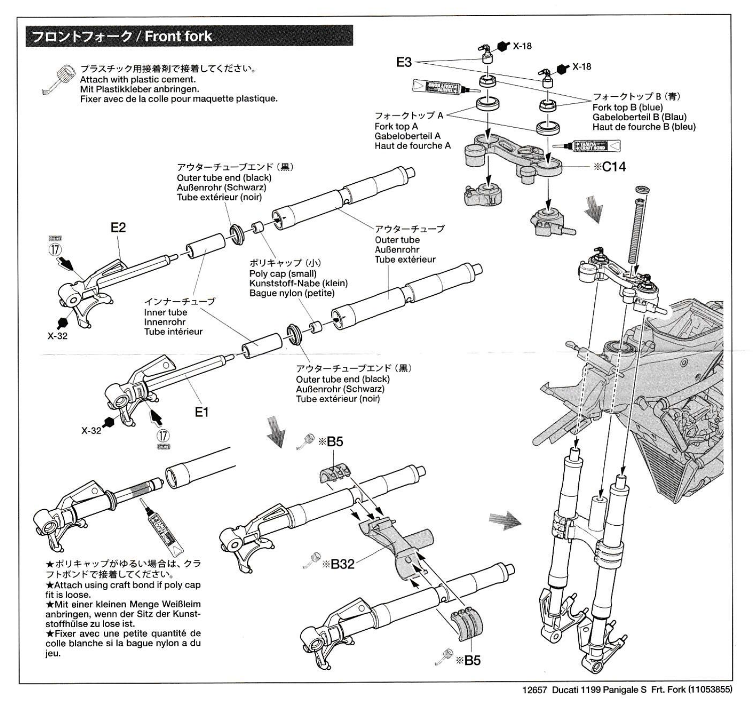## フロントフォーク / Front fork

プラスチック用接着剤で接着してください。
Attach with plastic cement.
Mit Plastikkleber anbringen.
Fixer avec de la colle pour maquette plastique.

E3

X-18

X-18

フォークトップ A
Fork top A
Gabeloberteil A
Haut de fourche A

フォークトップ B（青）
Fork top B (blue)
Gabeloberteil B (Blau)
Haut de fourche B (bleu)

※C14

アウターチューブエンド（黒）
Outer tube end (black)
Außenrohr (Schwarz)
Tube extérieur (noir)

E2

⑰

X-32

アウターチューブ
Outer tube
Außenrohr
Tube extérieur

ポリキャップ（小）
Poly cap (small)
Kunststoff-Nabe (klein)
Bague nylon (petite)

インナーチューブ
Inner tube
Innenrohr
Tube intérieur

アウターチューブエンド（黒）
Outer tube end (black)
Außenrohr (Schwarz)
Tube extérieur (noir)

E1

X-32

⑰

※B5

※B32

※B5

★ポリキャップがゆるい場合は、クラフトボンドで接着してください。
★Attach using craft bond if poly cap fit is loose.
★Mit einer kleinen Menge Weißleim anbringen, wenn der Sitz der Kunststoffhülse zu lose ist.
★Fixer avec une petite quantité de colle blanche si la bague nylon a du jeu.

12657 Ducati 1199 Panigale S Frt. Fork (11053855)